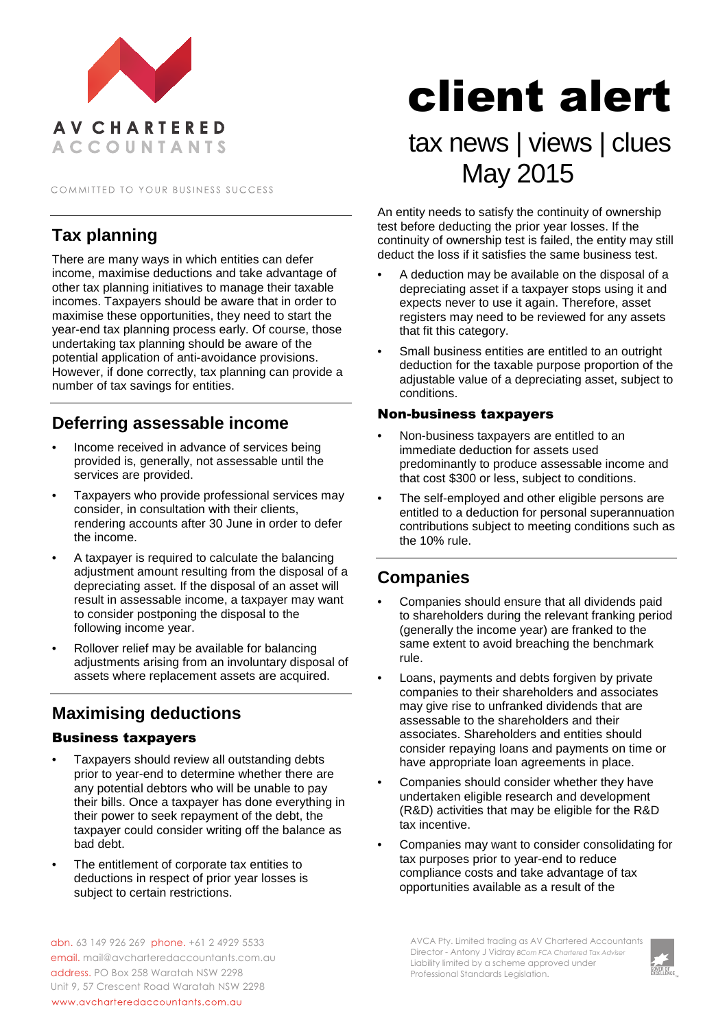AV CHARTERED ACCOUNTANTS

COMMITTED TO YOUR BUSINESS SUCCESS

# client alert

tax news | views | clues
May 2015

## Tax planning

There are many ways in which entities can defer income, maximise deductions and take advantage of other tax planning initiatives to manage their taxable incomes. Taxpayers should be aware that in order to maximise these opportunities, they need to start the year-end tax planning process early. Of course, those undertaking tax planning should be aware of the potential application of anti-avoidance provisions. However, if done correctly, tax planning can provide a number of tax savings for entities.

## Deferring assessable income

- Income received in advance of services being provided is, generally, not assessable until the services are provided.
- Taxpayers who provide professional services may consider, in consultation with their clients, rendering accounts after 30 June in order to defer the income.
- A taxpayer is required to calculate the balancing adjustment amount resulting from the disposal of a depreciating asset. If the disposal of an asset will result in assessable income, a taxpayer may want to consider postponing the disposal to the following income year.
- Rollover relief may be available for balancing adjustments arising from an involuntary disposal of assets where replacement assets are acquired.

## Maximising deductions

### Business taxpayers

- Taxpayers should review all outstanding debts prior to year-end to determine whether there are any potential debtors who will be unable to pay their bills. Once a taxpayer has done everything in their power to seek repayment of the debt, the taxpayer could consider writing off the balance as bad debt.
- The entitlement of corporate tax entities to deductions in respect of prior year losses is subject to certain restrictions.

An entity needs to satisfy the continuity of ownership test before deducting the prior year losses. If the continuity of ownership test is failed, the entity may still deduct the loss if it satisfies the same business test.

- A deduction may be available on the disposal of a depreciating asset if a taxpayer stops using it and expects never to use it again. Therefore, asset registers may need to be reviewed for any assets that fit this category.
- Small business entities are entitled to an outright deduction for the taxable purpose proportion of the adjustable value of a depreciating asset, subject to conditions.

### Non-business taxpayers

- Non-business taxpayers are entitled to an immediate deduction for assets used predominantly to produce assessable income and that cost $300 or less, subject to conditions.
- The self-employed and other eligible persons are entitled to a deduction for personal superannuation contributions subject to meeting conditions such as the 10% rule.

## Companies

- Companies should ensure that all dividends paid to shareholders during the relevant franking period (generally the income year) are franked to the same extent to avoid breaching the benchmark rule.
- Loans, payments and debts forgiven by private companies to their shareholders and associates may give rise to unfranked dividends that are assessable to the shareholders and their associates. Shareholders and entities should consider repaying loans and payments on time or have appropriate loan agreements in place.
- Companies should consider whether they have undertaken eligible research and development (R&D) activities that may be eligible for the R&D tax incentive.
- Companies may want to consider consolidating for tax purposes prior to year-end to reduce compliance costs and take advantage of tax opportunities available as a result of the

abn. 63 149 926 269 phone. +61 2 4929 5533
email. mail@avcharteredaccountants.com.au
address. PO Box 258 Waratah NSW 2298
Unit 9, 57 Crescent Road Waratah NSW 2298
www.avcharteredaccountants.com.au

AVCA Pty. Limited trading as AV Chartered Accountants
Director - Antony J Vidray *BCom FCA Chartered Tax Adviser*
Liability limited by a scheme approved under Professional Standards Legislation.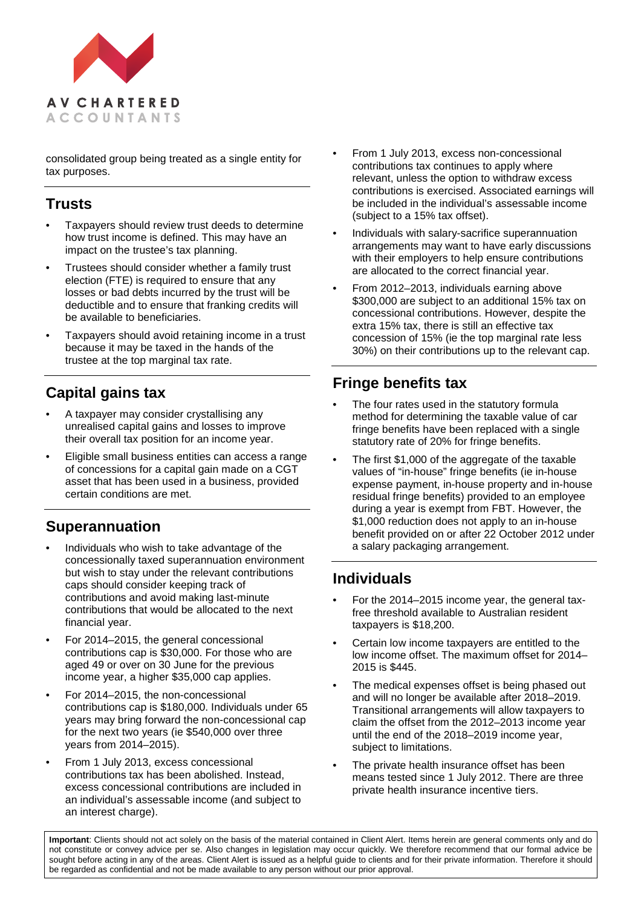consolidated group being treated as a single entity for tax purposes.

## Trusts

- Taxpayers should review trust deeds to determine how trust income is defined. This may have an impact on the trustee's tax planning.
- Trustees should consider whether a family trust election (FTE) is required to ensure that any losses or bad debts incurred by the trust will be deductible and to ensure that franking credits will be available to beneficiaries.
- Taxpayers should avoid retaining income in a trust because it may be taxed in the hands of the trustee at the top marginal tax rate.

## Capital gains tax

- A taxpayer may consider crystallising any unrealised capital gains and losses to improve their overall tax position for an income year.
- Eligible small business entities can access a range of concessions for a capital gain made on a CGT asset that has been used in a business, provided certain conditions are met.

## Superannuation

- Individuals who wish to take advantage of the concessionally taxed superannuation environment but wish to stay under the relevant contributions caps should consider keeping track of contributions and avoid making last-minute contributions that would be allocated to the next financial year.
- For 2014–2015, the general concessional contributions cap is $30,000. For those who are aged 49 or over on 30 June for the previous income year, a higher $35,000 cap applies.
- For 2014–2015, the non-concessional contributions cap is $180,000. Individuals under 65 years may bring forward the non-concessional cap for the next two years (ie $540,000 over three years from 2014–2015).
- From 1 July 2013, excess concessional contributions tax has been abolished. Instead, excess concessional contributions are included in an individual's assessable income (and subject to an interest charge).
- From 1 July 2013, excess non-concessional contributions tax continues to apply where relevant, unless the option to withdraw excess contributions is exercised. Associated earnings will be included in the individual's assessable income (subject to a 15% tax offset).
- Individuals with salary-sacrifice superannuation arrangements may want to have early discussions with their employers to help ensure contributions are allocated to the correct financial year.
- From 2012–2013, individuals earning above $300,000 are subject to an additional 15% tax on concessional contributions. However, despite the extra 15% tax, there is still an effective tax concession of 15% (ie the top marginal rate less 30%) on their contributions up to the relevant cap.

## Fringe benefits tax

- The four rates used in the statutory formula method for determining the taxable value of car fringe benefits have been replaced with a single statutory rate of 20% for fringe benefits.
- The first $1,000 of the aggregate of the taxable values of "in-house" fringe benefits (ie in-house expense payment, in-house property and in-house residual fringe benefits) provided to an employee during a year is exempt from FBT. However, the $1,000 reduction does not apply to an in-house benefit provided on or after 22 October 2012 under a salary packaging arrangement.

## Individuals

- For the 2014–2015 income year, the general tax-free threshold available to Australian resident taxpayers is $18,200.
- Certain low income taxpayers are entitled to the low income offset. The maximum offset for 2014–2015 is $445.
- The medical expenses offset is being phased out and will no longer be available after 2018–2019. Transitional arrangements will allow taxpayers to claim the offset from the 2012–2013 income year until the end of the 2018–2019 income year, subject to limitations.
- The private health insurance offset has been means tested since 1 July 2012. There are three private health insurance incentive tiers.

**Important**: Clients should not act solely on the basis of the material contained in Client Alert. Items herein are general comments only and do not constitute or convey advice per se. Also changes in legislation may occur quickly. We therefore recommend that our formal advice be sought before acting in any of the areas. Client Alert is issued as a helpful guide to clients and for their private information. Therefore it should be regarded as confidential and not be made available to any person without our prior approval.